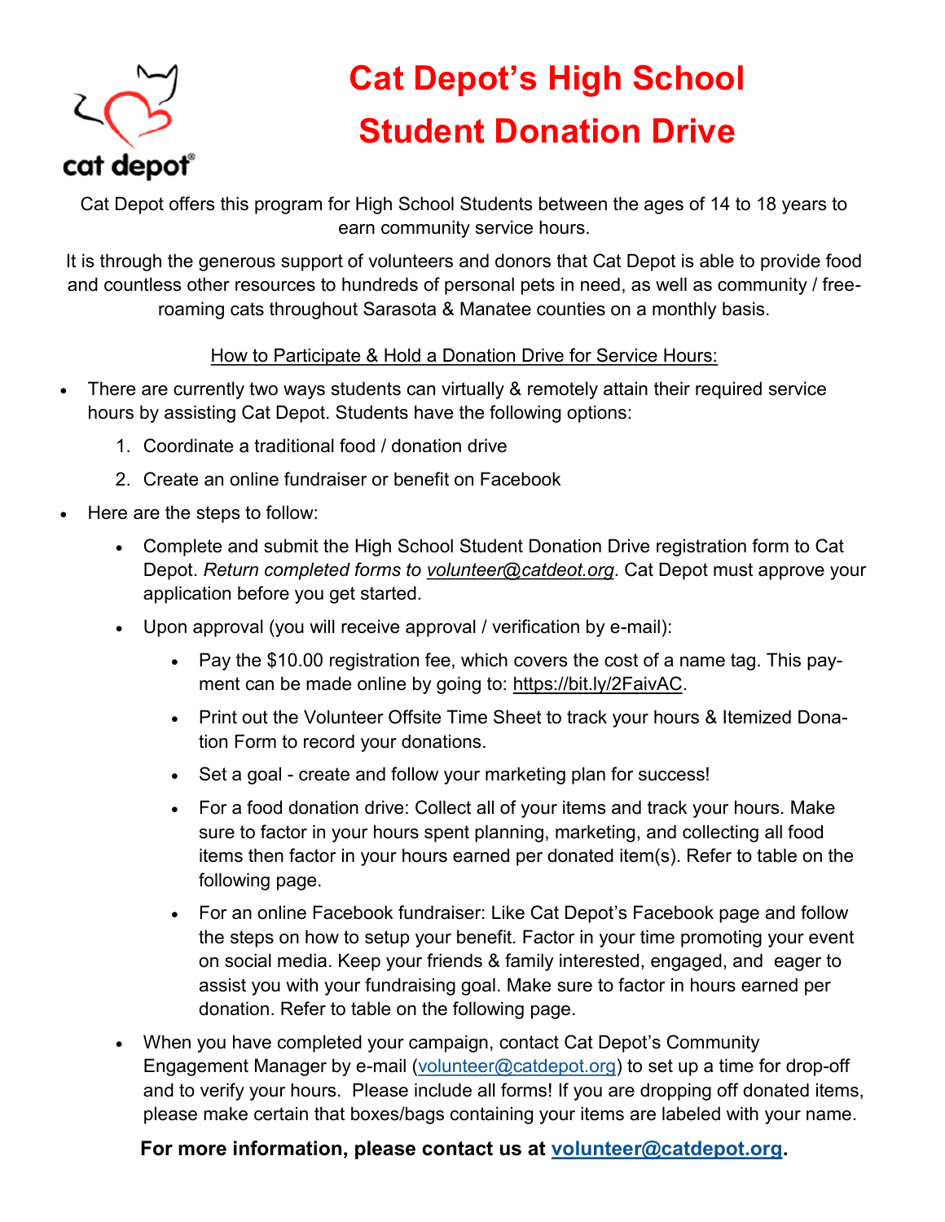cat depot®

# Cat Depot's High School Student Donation Drive

Cat Depot offers this program for High School Students between the ages of 14 to 18 years to earn community service hours.

It is through the generous support of volunteers and donors that Cat Depot is able to provide food and countless other resources to hundreds of personal pets in need, as well as community / free-roaming cats throughout Sarasota & Manatee counties on a monthly basis.

How to Participate & Hold a Donation Drive for Service Hours:

- There are currently two ways students can virtually & remotely attain their required service hours by assisting Cat Depot. Students have the following options:
    1. Coordinate a traditional food / donation drive
    2. Create an online fundraiser or benefit on Facebook
- Here are the steps to follow:
    - Complete and submit the High School Student Donation Drive registration form to Cat Depot. *Return completed forms to volunteer@catdeot.org*. Cat Depot must approve your application before you get started.
    - Upon approval (you will receive approval / verification by e-mail):
        - Pay the $10.00 registration fee, which covers the cost of a name tag. This payment can be made online by going to: https://bit.ly/2FaivAC.
        - Print out the Volunteer Offsite Time Sheet to track your hours & Itemized Donation Form to record your donations.
        - Set a goal - create and follow your marketing plan for success!
        - For a food donation drive: Collect all of your items and track your hours. Make sure to factor in your hours spent planning, marketing, and collecting all food items then factor in your hours earned per donated item(s). Refer to table on the following page.
        - For an online Facebook fundraiser: Like Cat Depot's Facebook page and follow the steps on how to setup your benefit. Factor in your time promoting your event on social media. Keep your friends & family interested, engaged, and eager to assist you with your fundraising goal. Make sure to factor in hours earned per donation. Refer to table on the following page.
    - When you have completed your campaign, contact Cat Depot's Community Engagement Manager by e-mail (volunteer@catdepot.org) to set up a time for drop-off and to verify your hours. Please include all forms! If you are dropping off donated items, please make certain that boxes/bags containing your items are labeled with your name.

**For more information, please contact us at volunteer@catdepot.org.**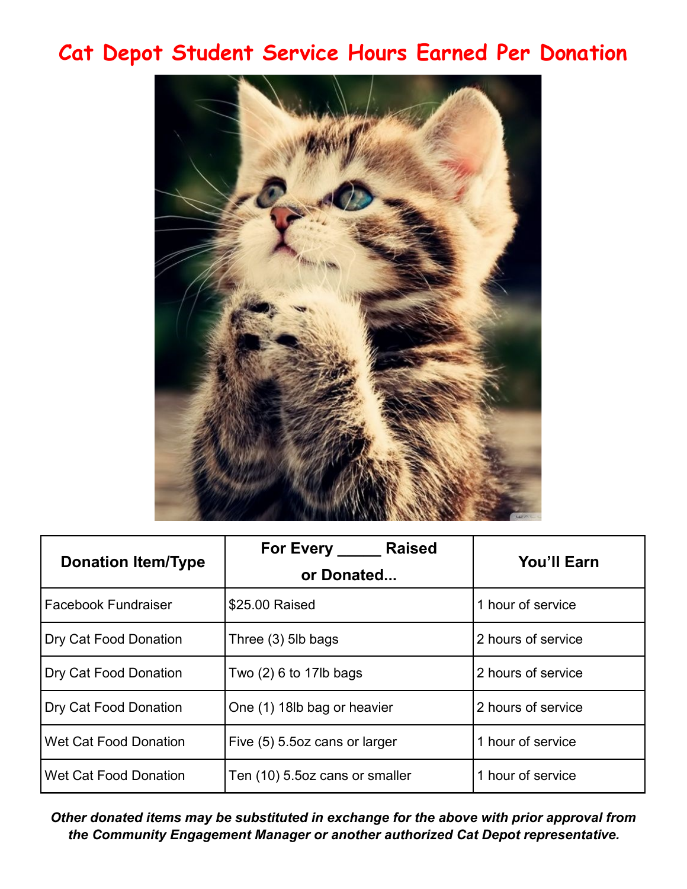# Cat Depot Student Service Hours Earned Per Donation

| Donation Item/Type | For Every _____ Raised or Donated... | You'll Earn |
|---|---|---|
| Facebook Fundraiser | $25.00 Raised | 1 hour of service |
| Dry Cat Food Donation | Three (3) 5lb bags | 2 hours of service |
| Dry Cat Food Donation | Two (2) 6 to 17lb bags | 2 hours of service |
| Dry Cat Food Donation | One (1) 18lb bag or heavier | 2 hours of service |
| Wet Cat Food Donation | Five (5) 5.5oz cans or larger | 1 hour of service |
| Wet Cat Food Donation | Ten (10) 5.5oz cans or smaller | 1 hour of service |

***Other donated items may be substituted in exchange for the above with prior approval from the Community Engagement Manager or another authorized Cat Depot representative.***